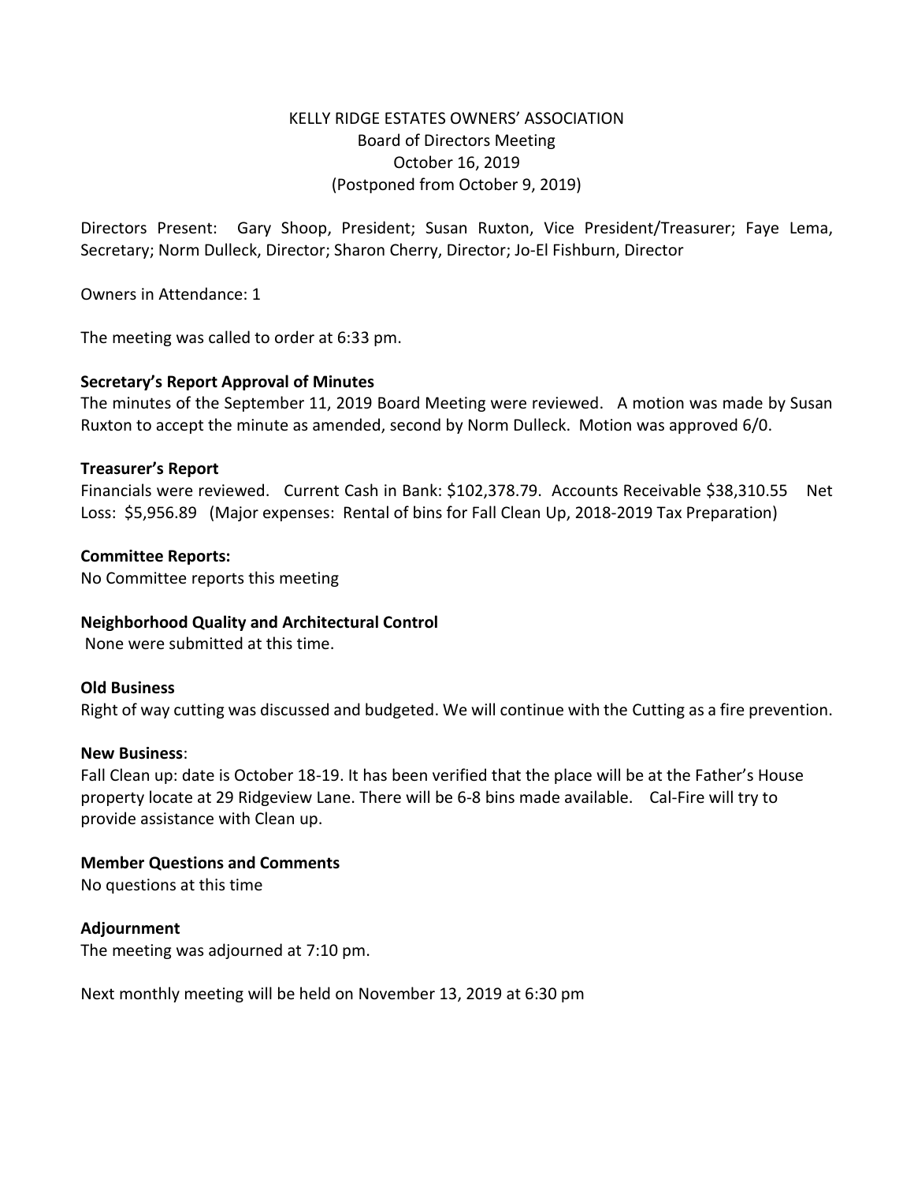KELLY RIDGE ESTATES OWNERS' ASSOCIATION
Board of Directors Meeting
October 16, 2019
(Postponed from October 9, 2019)

Directors Present: Gary Shoop, President; Susan Ruxton, Vice President/Treasurer; Faye Lema, Secretary; Norm Dulleck, Director; Sharon Cherry, Director; Jo-El Fishburn, Director

Owners in Attendance: 1

The meeting was called to order at 6:33 pm.

**Secretary's Report Approval of Minutes**

The minutes of the September 11, 2019 Board Meeting were reviewed. A motion was made by Susan Ruxton to accept the minute as amended, second by Norm Dulleck. Motion was approved 6/0.

**Treasurer's Report**

Financials were reviewed. Current Cash in Bank: $102,378.79. Accounts Receivable $38,310.55 Net Loss: $5,956.89 (Major expenses: Rental of bins for Fall Clean Up, 2018-2019 Tax Preparation)

**Committee Reports:**

No Committee reports this meeting

**Neighborhood Quality and Architectural Control**

None were submitted at this time.

**Old Business**

Right of way cutting was discussed and budgeted. We will continue with the Cutting as a fire prevention.

**New Business**:

Fall Clean up: date is October 18-19. It has been verified that the place will be at the Father's House property locate at 29 Ridgeview Lane. There will be 6-8 bins made available. Cal-Fire will try to provide assistance with Clean up.

**Member Questions and Comments**

No questions at this time

**Adjournment**

The meeting was adjourned at 7:10 pm.

Next monthly meeting will be held on November 13, 2019 at 6:30 pm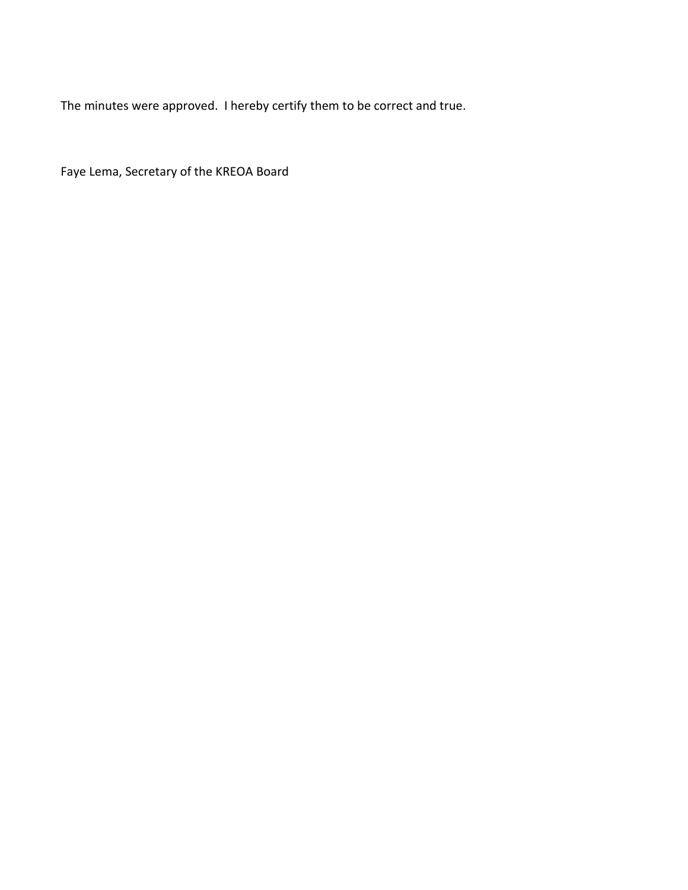The minutes were approved. I hereby certify them to be correct and true.

Faye Lema, Secretary of the KREOA Board